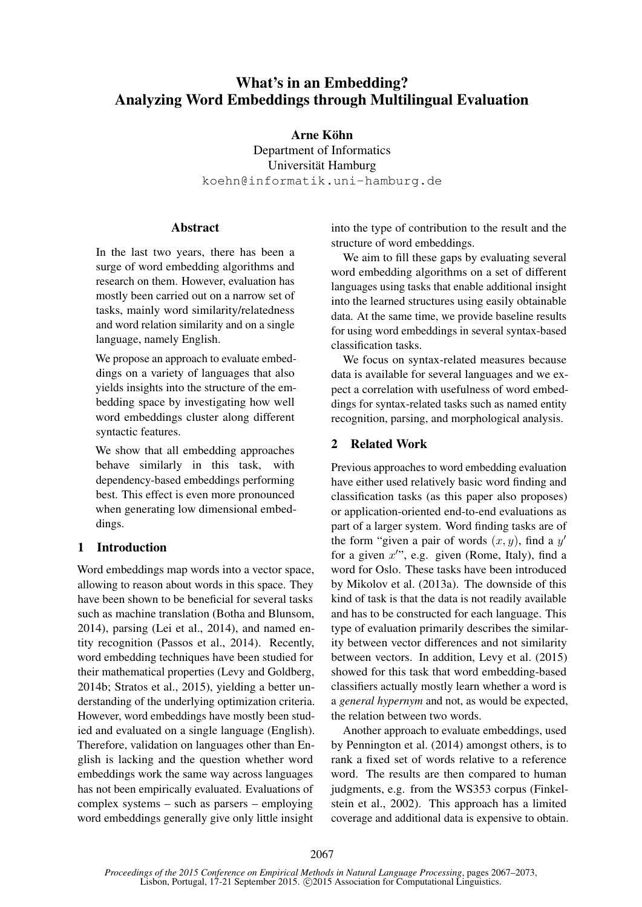# What's in an Embedding?
# Analyzing Word Embeddings through Multilingual Evaluation

**Arne Köhn**
Department of Informatics
Universität Hamburg
koehn@informatik.uni-hamburg.de

## Abstract

In the last two years, there has been a surge of word embedding algorithms and research on them. However, evaluation has mostly been carried out on a narrow set of tasks, mainly word similarity/relatedness and word relation similarity and on a single language, namely English.

We propose an approach to evaluate embeddings on a variety of languages that also yields insights into the structure of the embedding space by investigating how well word embeddings cluster along different syntactic features.

We show that all embedding approaches behave similarly in this task, with dependency-based embeddings performing best. This effect is even more pronounced when generating low dimensional embeddings.

## 1 Introduction

Word embeddings map words into a vector space, allowing to reason about words in this space. They have been shown to be beneficial for several tasks such as machine translation (Botha and Blunsom, 2014), parsing (Lei et al., 2014), and named entity recognition (Passos et al., 2014). Recently, word embedding techniques have been studied for their mathematical properties (Levy and Goldberg, 2014b; Stratos et al., 2015), yielding a better understanding of the underlying optimization criteria. However, word embeddings have mostly been studied and evaluated on a single language (English). Therefore, validation on languages other than English is lacking and the question whether word embeddings work the same way across languages has not been empirically evaluated. Evaluations of complex systems – such as parsers – employing word embeddings generally give only little insight into the type of contribution to the result and the structure of word embeddings.

We aim to fill these gaps by evaluating several word embedding algorithms on a set of different languages using tasks that enable additional insight into the learned structures using easily obtainable data. At the same time, we provide baseline results for using word embeddings in several syntax-based classification tasks.

We focus on syntax-related measures because data is available for several languages and we expect a correlation with usefulness of word embeddings for syntax-related tasks such as named entity recognition, parsing, and morphological analysis.

## 2 Related Work

Previous approaches to word embedding evaluation have either used relatively basic word finding and classification tasks (as this paper also proposes) or application-oriented end-to-end evaluations as part of a larger system. Word finding tasks are of the form "given a pair of words $(x, y)$, find a $y'$ for a given $x'$", e.g. given (Rome, Italy), find a word for Oslo. These tasks have been introduced by Mikolov et al. (2013a). The downside of this kind of task is that the data is not readily available and has to be constructed for each language. This type of evaluation primarily describes the similarity between vector differences and not similarity between vectors. In addition, Levy et al. (2015) showed for this task that word embedding-based classifiers actually mostly learn whether a word is a *general hypernym* and not, as would be expected, the relation between two words.

Another approach to evaluate embeddings, used by Pennington et al. (2014) amongst others, is to rank a fixed set of words relative to a reference word. The results are then compared to human judgments, e.g. from the WS353 corpus (Finkelstein et al., 2002). This approach has a limited coverage and additional data is expensive to obtain.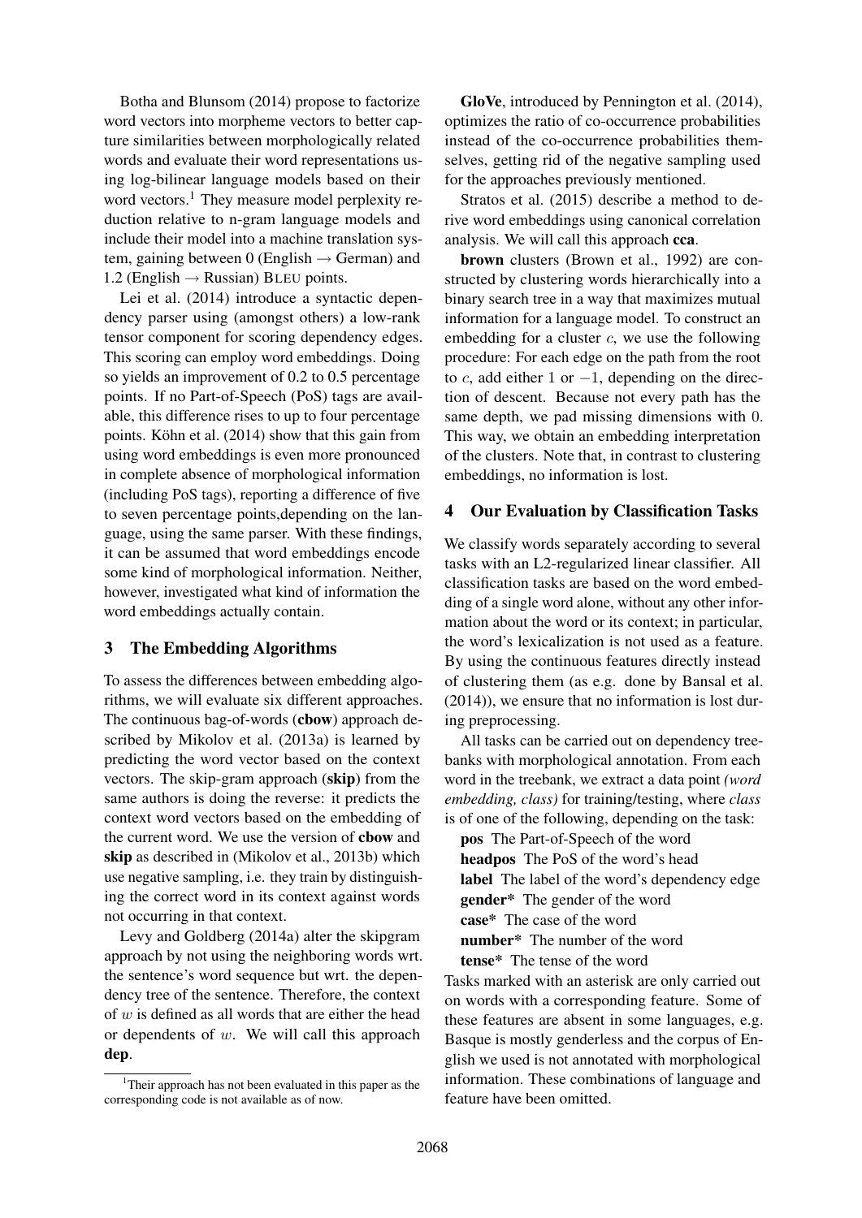Botha and Blunsom (2014) propose to factorize word vectors into morpheme vectors to better capture similarities between morphologically related words and evaluate their word representations using log-bilinear language models based on their word vectors.[1] They measure model perplexity reduction relative to n-gram language models and include their model into a machine translation system, gaining between 0 (English → German) and 1.2 (English → Russian) BLEU points.

Lei et al. (2014) introduce a syntactic dependency parser using (amongst others) a low-rank tensor component for scoring dependency edges. This scoring can employ word embeddings. Doing so yields an improvement of 0.2 to 0.5 percentage points. If no Part-of-Speech (PoS) tags are available, this difference rises to up to four percentage points. Köhn et al. (2014) show that this gain from using word embeddings is even more pronounced in complete absence of morphological information (including PoS tags), reporting a difference of five to seven percentage points,depending on the language, using the same parser. With these findings, it can be assumed that word embeddings encode some kind of morphological information. Neither, however, investigated what kind of information the word embeddings actually contain.

## 3 The Embedding Algorithms

To assess the differences between embedding algorithms, we will evaluate six different approaches. The continuous bag-of-words (**cbow**) approach described by Mikolov et al. (2013a) is learned by predicting the word vector based on the context vectors. The skip-gram approach (**skip**) from the same authors is doing the reverse: it predicts the context word vectors based on the embedding of the current word. We use the version of **cbow** and **skip** as described in (Mikolov et al., 2013b) which use negative sampling, i.e. they train by distinguishing the correct word in its context against words not occurring in that context.

Levy and Goldberg (2014a) alter the skipgram approach by not using the neighboring words wrt. the sentence's word sequence but wrt. the dependency tree of the sentence. Therefore, the context of $w$ is defined as all words that are either the head or dependents of $w$. We will call this approach **dep**.

**GloVe**, introduced by Pennington et al. (2014), optimizes the ratio of co-occurrence probabilities instead of the co-occurrence probabilities themselves, getting rid of the negative sampling used for the approaches previously mentioned.

Stratos et al. (2015) describe a method to derive word embeddings using canonical correlation analysis. We will call this approach **cca**.

**brown** clusters (Brown et al., 1992) are constructed by clustering words hierarchically into a binary search tree in a way that maximizes mutual information for a language model. To construct an embedding for a cluster $c$, we use the following procedure: For each edge on the path from the root to $c$, add either $1$ or $-1$, depending on the direction of descent. Because not every path has the same depth, we pad missing dimensions with $0$. This way, we obtain an embedding interpretation of the clusters. Note that, in contrast to clustering embeddings, no information is lost.

## 4 Our Evaluation by Classification Tasks

We classify words separately according to several tasks with an L2-regularized linear classifier. All classification tasks are based on the word embedding of a single word alone, without any other information about the word or its context; in particular, the word's lexicalization is not used as a feature. By using the continuous features directly instead of clustering them (as e.g. done by Bansal et al. (2014)), we ensure that no information is lost during preprocessing.

All tasks can be carried out on dependency treebanks with morphological annotation. From each word in the treebank, we extract a data point *(word embedding, class)* for training/testing, where *class* is of one of the following, depending on the task:

**pos** The Part-of-Speech of the word
**headpos** The PoS of the word's head
**label** The label of the word's dependency edge
**gender*** The gender of the word
**case*** The case of the word
**number*** The number of the word
**tense*** The tense of the word

Tasks marked with an asterisk are only carried out on words with a corresponding feature. Some of these features are absent in some languages, e.g. Basque is mostly genderless and the corpus of English we used is not annotated with morphological information. These combinations of language and feature have been omitted.

[1] Their approach has not been evaluated in this paper as the corresponding code is not available as of now.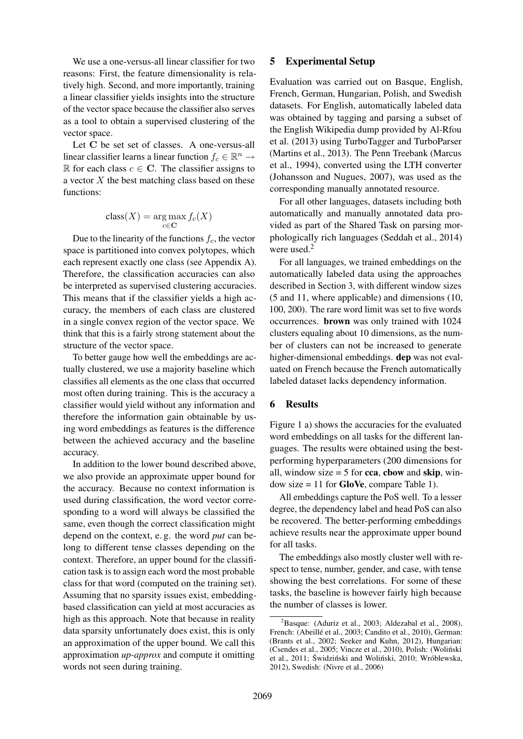We use a one-versus-all linear classifier for two reasons: First, the feature dimensionality is relatively high. Second, and more importantly, training a linear classifier yields insights into the structure of the vector space because the classifier also serves as a tool to obtain a supervised clustering of the vector space.

Let $\mathbf{C}$ be set set of classes. A one-versus-all linear classifier learns a linear function $f_c \in \mathbb{R}^n \rightarrow \mathbb{R}$ for each class $c \in \mathbf{C}$. The classifier assigns to a vector $X$ the best matching class based on these functions:

$$\text{class}(X) = \underset{c \in \mathbf{C}}{\arg\max} \, f_c(X)$$

Due to the linearity of the functions $f_c$, the vector space is partitioned into convex polytopes, which each represent exactly one class (see Appendix A). Therefore, the classification accuracies can also be interpreted as supervised clustering accuracies. This means that if the classifier yields a high accuracy, the members of each class are clustered in a single convex region of the vector space. We think that this is a fairly strong statement about the structure of the vector space.

To better gauge how well the embeddings are actually clustered, we use a majority baseline which classifies all elements as the one class that occurred most often during training. This is the accuracy a classifier would yield without any information and therefore the information gain obtainable by using word embeddings as features is the difference between the achieved accuracy and the baseline accuracy.

In addition to the lower bound described above, we also provide an approximate upper bound for the accuracy. Because no context information is used during classification, the word vector corresponding to a word will always be classified the same, even though the correct classification might depend on the context, e. g. the word *put* can belong to different tense classes depending on the context. Therefore, an upper bound for the classification task is to assign each word the most probable class for that word (computed on the training set). Assuming that no sparsity issues exist, embedding-based classification can yield at most accuracies as high as this approach. Note that because in reality data sparsity unfortunately does exist, this is only an approximation of the upper bound. We call this approximation *up-approx* and compute it omitting words not seen during training.

## 5 Experimental Setup

Evaluation was carried out on Basque, English, French, German, Hungarian, Polish, and Swedish datasets. For English, automatically labeled data was obtained by tagging and parsing a subset of the English Wikipedia dump provided by Al-Rfou et al. (2013) using TurboTagger and TurboParser (Martins et al., 2013). The Penn Treebank (Marcus et al., 1994), converted using the LTH converter (Johansson and Nugues, 2007), was used as the corresponding manually annotated resource.

For all other languages, datasets including both automatically and manually annotated data provided as part of the Shared Task on parsing morphologically rich languages (Seddah et al., 2014) were used.[2]

For all languages, we trained embeddings on the automatically labeled data using the approaches described in Section 3, with different window sizes (5 and 11, where applicable) and dimensions (10, 100, 200). The rare word limit was set to five words occurrences. **brown** was only trained with 1024 clusters equaling about 10 dimensions, as the number of clusters can not be increased to generate higher-dimensional embeddings. **dep** was not evaluated on French because the French automatically labeled dataset lacks dependency information.

## 6 Results

Figure 1 a) shows the accuracies for the evaluated word embeddings on all tasks for the different languages. The results were obtained using the best-performing hyperparameters (200 dimensions for all, window size = 5 for **cca**, **cbow** and **skip**, window size = 11 for **GloVe**, compare Table 1).

All embeddings capture the PoS well. To a lesser degree, the dependency label and head PoS can also be recovered. The better-performing embeddings achieve results near the approximate upper bound for all tasks.

The embeddings also mostly cluster well with respect to tense, number, gender, and case, with tense showing the best correlations. For some of these tasks, the baseline is however fairly high because the number of classes is lower.

[2] Basque: (Aduriz et al., 2003; Aldezabal et al., 2008), French: (Abeillé et al., 2003; Candito et al., 2010), German: (Brants et al., 2002; Seeker and Kuhn, 2012), Hungarian: (Csendes et al., 2005; Vincze et al., 2010), Polish: (Woliński et al., 2011; Świdziński and Woliński, 2010; Wróblewska, 2012), Swedish: (Nivre et al., 2006)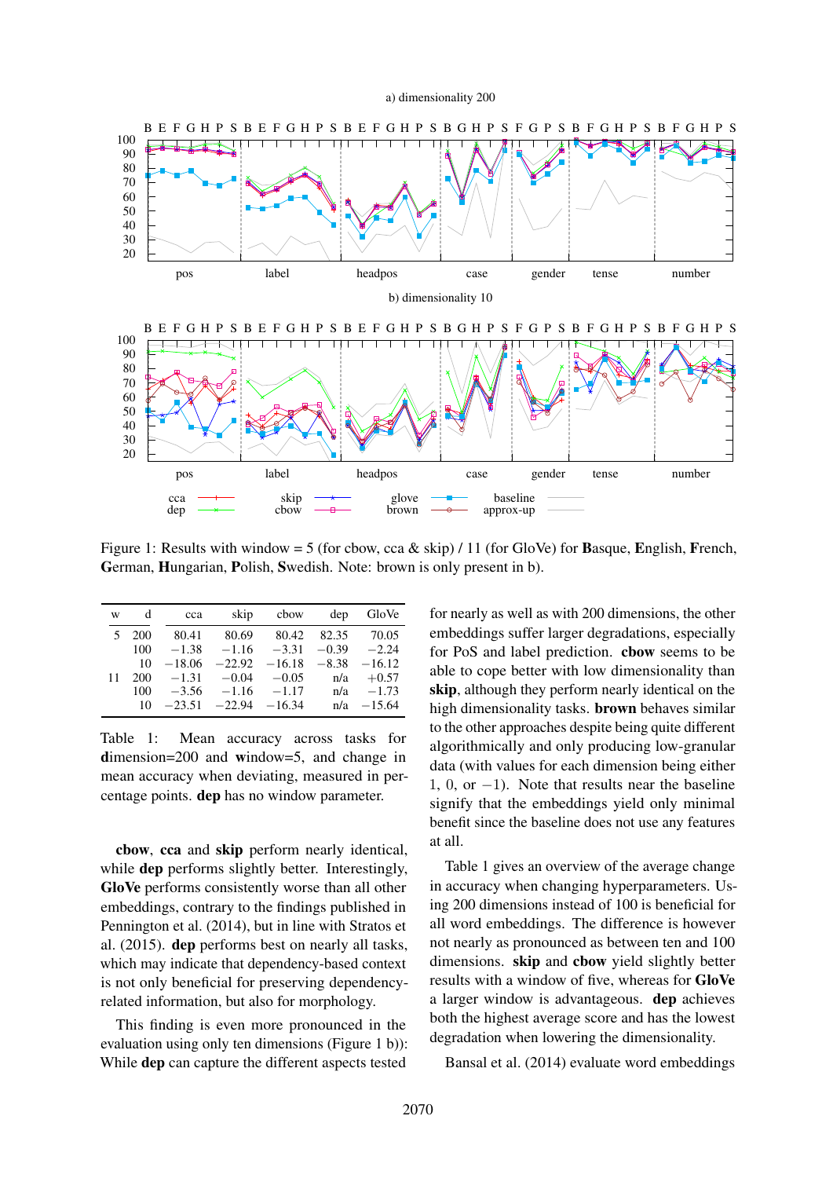Figure 1: Results with window = 5 (for cbow, cca & skip) / 11 (for GloVe) for **B**asque, **E**nglish, **F**rench, **G**erman, **H**ungarian, **P**olish, **S**wedish. Note: brown is only present in b).

| w | d | cca | skip | cbow | dep | GloVe |
|---|---|---|---|---|---|---|
| 5 | 200 | 80.41 | 80.69 | 80.42 | 82.35 | 70.05 |
|  | 100 | −1.38 | −1.16 | −3.31 | −0.39 | −2.24 |
|  | 10 | −18.06 | −22.92 | −16.18 | −8.38 | −16.12 |
| 11 | 200 | −1.31 | −0.04 | −0.05 | n/a | +0.57 |
|  | 100 | −3.56 | −1.16 | −1.17 | n/a | −1.73 |
|  | 10 | −23.51 | −22.94 | −16.34 | n/a | −15.64 |

Table 1: Mean accuracy across tasks for **d**imension=200 and **w**indow=5, and change in mean accuracy when deviating, measured in percentage points. **dep** has no window parameter.

**cbow**, **cca** and **skip** perform nearly identical, while **dep** performs slightly better. Interestingly, **GloVe** performs consistently worse than all other embeddings, contrary to the findings published in Pennington et al. (2014), but in line with Stratos et al. (2015). **dep** performs best on nearly all tasks, which may indicate that dependency-based context is not only beneficial for preserving dependency-related information, but also for morphology.

This finding is even more pronounced in the evaluation using only ten dimensions (Figure 1 b)): While **dep** can capture the different aspects tested for nearly as well as with 200 dimensions, the other embeddings suffer larger degradations, especially for PoS and label prediction. **cbow** seems to be able to cope better with low dimensionality than **skip**, although they perform nearly identical on the high dimensionality tasks. **brown** behaves similar to the other approaches despite being quite different algorithmically and only producing low-granular data (with values for each dimension being either 1, 0, or −1). Note that results near the baseline signify that the embeddings yield only minimal benefit since the baseline does not use any features at all.

Table 1 gives an overview of the average change in accuracy when changing hyperparameters. Using 200 dimensions instead of 100 is beneficial for all word embeddings. The difference is however not nearly as pronounced as between ten and 100 dimensions. **skip** and **cbow** yield slightly better results with a window of five, whereas for **GloVe** a larger window is advantageous. **dep** achieves both the highest average score and has the lowest degradation when lowering the dimensionality.

Bansal et al. (2014) evaluate word embeddings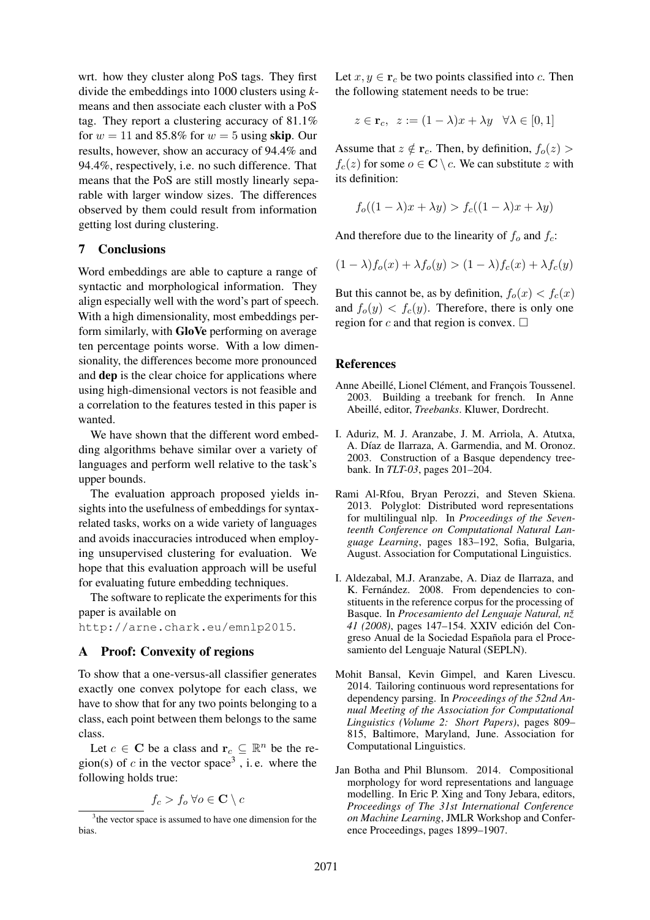wrt. how they cluster along PoS tags. They first divide the embeddings into 1000 clusters using $k$-means and then associate each cluster with a PoS tag. They report a clustering accuracy of 81.1% for $w = 11$ and 85.8% for $w = 5$ using **skip**. Our results, however, show an accuracy of 94.4% and 94.4%, respectively, i.e. no such difference. That means that the PoS are still mostly linearly separable with larger window sizes. The differences observed by them could result from information getting lost during clustering.

## 7 Conclusions

Word embeddings are able to capture a range of syntactic and morphological information. They align especially well with the word's part of speech. With a high dimensionality, most embeddings perform similarly, with **GloVe** performing on average ten percentage points worse. With a low dimensionality, the differences become more pronounced and **dep** is the clear choice for applications where using high-dimensional vectors is not feasible and a correlation to the features tested in this paper is wanted.

We have shown that the different word embedding algorithms behave similar over a variety of languages and perform well relative to the task's upper bounds.

The evaluation approach proposed yields insights into the usefulness of embeddings for syntax-related tasks, works on a wide variety of languages and avoids inaccuracies introduced when employing unsupervised clustering for evaluation. We hope that this evaluation approach will be useful for evaluating future embedding techniques.

The software to replicate the experiments for this paper is available on `http://arne.chark.eu/emnlp2015`.

## A Proof: Convexity of regions

To show that a one-versus-all classifier generates exactly one convex polytope for each class, we have to show that for any two points belonging to a class, each point between them belongs to the same class.

Let $c \in \mathbf{C}$ be a class and $\mathbf{r}_c \subseteq \mathbb{R}^n$ be the region(s) of $c$ in the vector space[3], i.e. where the following holds true:

$$f_c > f_o \, \forall o \in \mathbf{C} \setminus c$$

Let $x, y \in \mathbf{r}_c$ be two points classified into $c$. Then the following statement needs to be true:

$$z \in \mathbf{r}_c, \;\; z := (1-\lambda)x + \lambda y \quad \forall \lambda \in [0,1]$$

Assume that $z \notin \mathbf{r}_c$. Then, by definition, $f_o(z) > f_c(z)$ for some $o \in \mathbf{C} \setminus c$. We can substitute $z$ with its definition:

$$f_o((1-\lambda)x + \lambda y) > f_c((1-\lambda)x + \lambda y)$$

And therefore due to the linearity of $f_o$ and $f_c$:

$$(1-\lambda)f_o(x) + \lambda f_o(y) > (1-\lambda)f_c(x) + \lambda f_c(y)$$

But this cannot be, as by definition, $f_o(x) < f_c(x)$ and $f_o(y) < f_c(y)$. Therefore, there is only one region for $c$ and that region is convex. $\square$

[3] the vector space is assumed to have one dimension for the bias.

## References

Anne Abeillé, Lionel Clément, and François Toussenel. 2003. Building a treebank for french. In Anne Abeillé, editor, *Treebanks*. Kluwer, Dordrecht.

I. Aduriz, M. J. Aranzabe, J. M. Arriola, A. Atutxa, A. Díaz de Ilarraza, A. Garmendia, and M. Oronoz. 2003. Construction of a Basque dependency treebank. In *TLT-03*, pages 201–204.

Rami Al-Rfou, Bryan Perozzi, and Steven Skiena. 2013. Polyglot: Distributed word representations for multilingual nlp. In *Proceedings of the Seventeenth Conference on Computational Natural Language Learning*, pages 183–192, Sofia, Bulgaria, August. Association for Computational Linguistics.

I. Aldezabal, M.J. Aranzabe, A. Diaz de Ilarraza, and K. Fernández. 2008. From dependencies to constituents in the reference corpus for the processing of Basque. In *Procesamiento del Lenguaje Natural, nž 41 (2008)*, pages 147–154. XXIV edición del Congreso Anual de la Sociedad Española para el Procesamiento del Lenguaje Natural (SEPLN).

Mohit Bansal, Kevin Gimpel, and Karen Livescu. 2014. Tailoring continuous word representations for dependency parsing. In *Proceedings of the 52nd Annual Meeting of the Association for Computational Linguistics (Volume 2: Short Papers)*, pages 809–815, Baltimore, Maryland, June. Association for Computational Linguistics.

Jan Botha and Phil Blunsom. 2014. Compositional morphology for word representations and language modelling. In Eric P. Xing and Tony Jebara, editors, *Proceedings of The 31st International Conference on Machine Learning*, JMLR Workshop and Conference Proceedings, pages 1899–1907.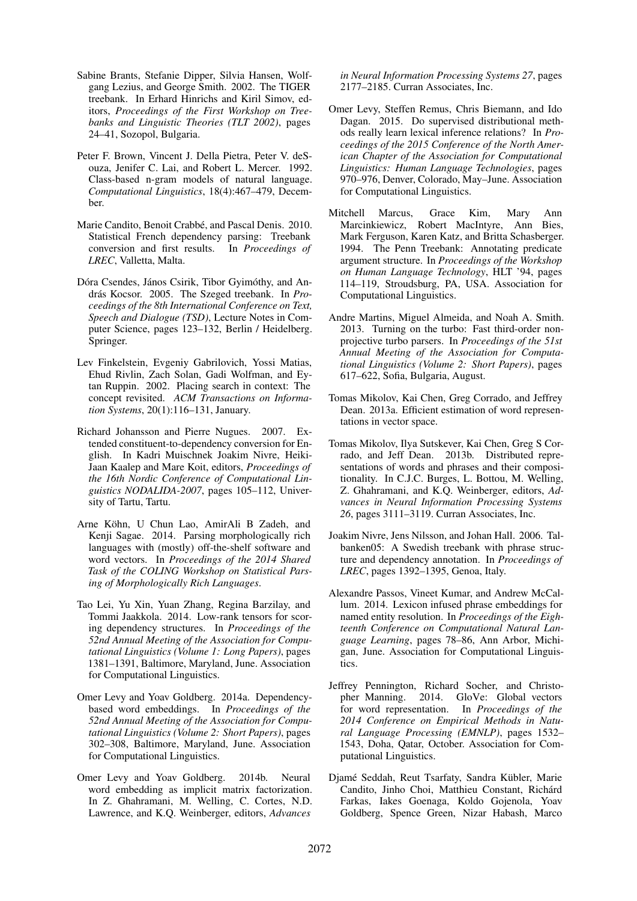Sabine Brants, Stefanie Dipper, Silvia Hansen, Wolfgang Lezius, and George Smith. 2002. The TIGER treebank. In Erhard Hinrichs and Kiril Simov, editors, *Proceedings of the First Workshop on Treebanks and Linguistic Theories (TLT 2002)*, pages 24–41, Sozopol, Bulgaria.

Peter F. Brown, Vincent J. Della Pietra, Peter V. deSouza, Jenifer C. Lai, and Robert L. Mercer. 1992. Class-based n-gram models of natural language. *Computational Linguistics*, 18(4):467–479, December.

Marie Candito, Benoit Crabbé, and Pascal Denis. 2010. Statistical French dependency parsing: Treebank conversion and first results. In *Proceedings of LREC*, Valletta, Malta.

Dóra Csendes, János Csirik, Tibor Gyimóthy, and András Kocsor. 2005. The Szeged treebank. In *Proceedings of the 8th International Conference on Text, Speech and Dialogue (TSD)*, Lecture Notes in Computer Science, pages 123–132, Berlin / Heidelberg. Springer.

Lev Finkelstein, Evgeniy Gabrilovich, Yossi Matias, Ehud Rivlin, Zach Solan, Gadi Wolfman, and Eytan Ruppin. 2002. Placing search in context: The concept revisited. *ACM Transactions on Information Systems*, 20(1):116–131, January.

Richard Johansson and Pierre Nugues. 2007. Extended constituent-to-dependency conversion for English. In Kadri Muischnek Joakim Nivre, Heiki-Jaan Kaalep and Mare Koit, editors, *Proceedings of the 16th Nordic Conference of Computational Linguistics NODALIDA-2007*, pages 105–112, University of Tartu, Tartu.

Arne Köhn, U Chun Lao, AmirAli B Zadeh, and Kenji Sagae. 2014. Parsing morphologically rich languages with (mostly) off-the-shelf software and word vectors. In *Proceedings of the 2014 Shared Task of the COLING Workshop on Statistical Parsing of Morphologically Rich Languages*.

Tao Lei, Yu Xin, Yuan Zhang, Regina Barzilay, and Tommi Jaakkola. 2014. Low-rank tensors for scoring dependency structures. In *Proceedings of the 52nd Annual Meeting of the Association for Computational Linguistics (Volume 1: Long Papers)*, pages 1381–1391, Baltimore, Maryland, June. Association for Computational Linguistics.

Omer Levy and Yoav Goldberg. 2014a. Dependency-based word embeddings. In *Proceedings of the 52nd Annual Meeting of the Association for Computational Linguistics (Volume 2: Short Papers)*, pages 302–308, Baltimore, Maryland, June. Association for Computational Linguistics.

Omer Levy and Yoav Goldberg. 2014b. Neural word embedding as implicit matrix factorization. In Z. Ghahramani, M. Welling, C. Cortes, N.D. Lawrence, and K.Q. Weinberger, editors, *Advances in Neural Information Processing Systems 27*, pages 2177–2185. Curran Associates, Inc.

Omer Levy, Steffen Remus, Chris Biemann, and Ido Dagan. 2015. Do supervised distributional methods really learn lexical inference relations? In *Proceedings of the 2015 Conference of the North American Chapter of the Association for Computational Linguistics: Human Language Technologies*, pages 970–976, Denver, Colorado, May–June. Association for Computational Linguistics.

Mitchell Marcus, Grace Kim, Mary Ann Marcinkiewicz, Robert MacIntyre, Ann Bies, Mark Ferguson, Karen Katz, and Britta Schasberger. 1994. The Penn Treebank: Annotating predicate argument structure. In *Proceedings of the Workshop on Human Language Technology*, HLT '94, pages 114–119, Stroudsburg, PA, USA. Association for Computational Linguistics.

Andre Martins, Miguel Almeida, and Noah A. Smith. 2013. Turning on the turbo: Fast third-order non-projective turbo parsers. In *Proceedings of the 51st Annual Meeting of the Association for Computational Linguistics (Volume 2: Short Papers)*, pages 617–622, Sofia, Bulgaria, August.

Tomas Mikolov, Kai Chen, Greg Corrado, and Jeffrey Dean. 2013a. Efficient estimation of word representations in vector space.

Tomas Mikolov, Ilya Sutskever, Kai Chen, Greg S Corrado, and Jeff Dean. 2013b. Distributed representations of words and phrases and their compositionality. In C.J.C. Burges, L. Bottou, M. Welling, Z. Ghahramani, and K.Q. Weinberger, editors, *Advances in Neural Information Processing Systems 26*, pages 3111–3119. Curran Associates, Inc.

Joakim Nivre, Jens Nilsson, and Johan Hall. 2006. Talbanken05: A Swedish treebank with phrase structure and dependency annotation. In *Proceedings of LREC*, pages 1392–1395, Genoa, Italy.

Alexandre Passos, Vineet Kumar, and Andrew McCallum. 2014. Lexicon infused phrase embeddings for named entity resolution. In *Proceedings of the Eighteenth Conference on Computational Natural Language Learning*, pages 78–86, Ann Arbor, Michigan, June. Association for Computational Linguistics.

Jeffrey Pennington, Richard Socher, and Christopher Manning. 2014. GloVe: Global vectors for word representation. In *Proceedings of the 2014 Conference on Empirical Methods in Natural Language Processing (EMNLP)*, pages 1532–1543, Doha, Qatar, October. Association for Computational Linguistics.

Djamé Seddah, Reut Tsarfaty, Sandra Kübler, Marie Candito, Jinho Choi, Matthieu Constant, Richárd Farkas, Iakes Goenaga, Koldo Gojenola, Yoav Goldberg, Spence Green, Nizar Habash, Marco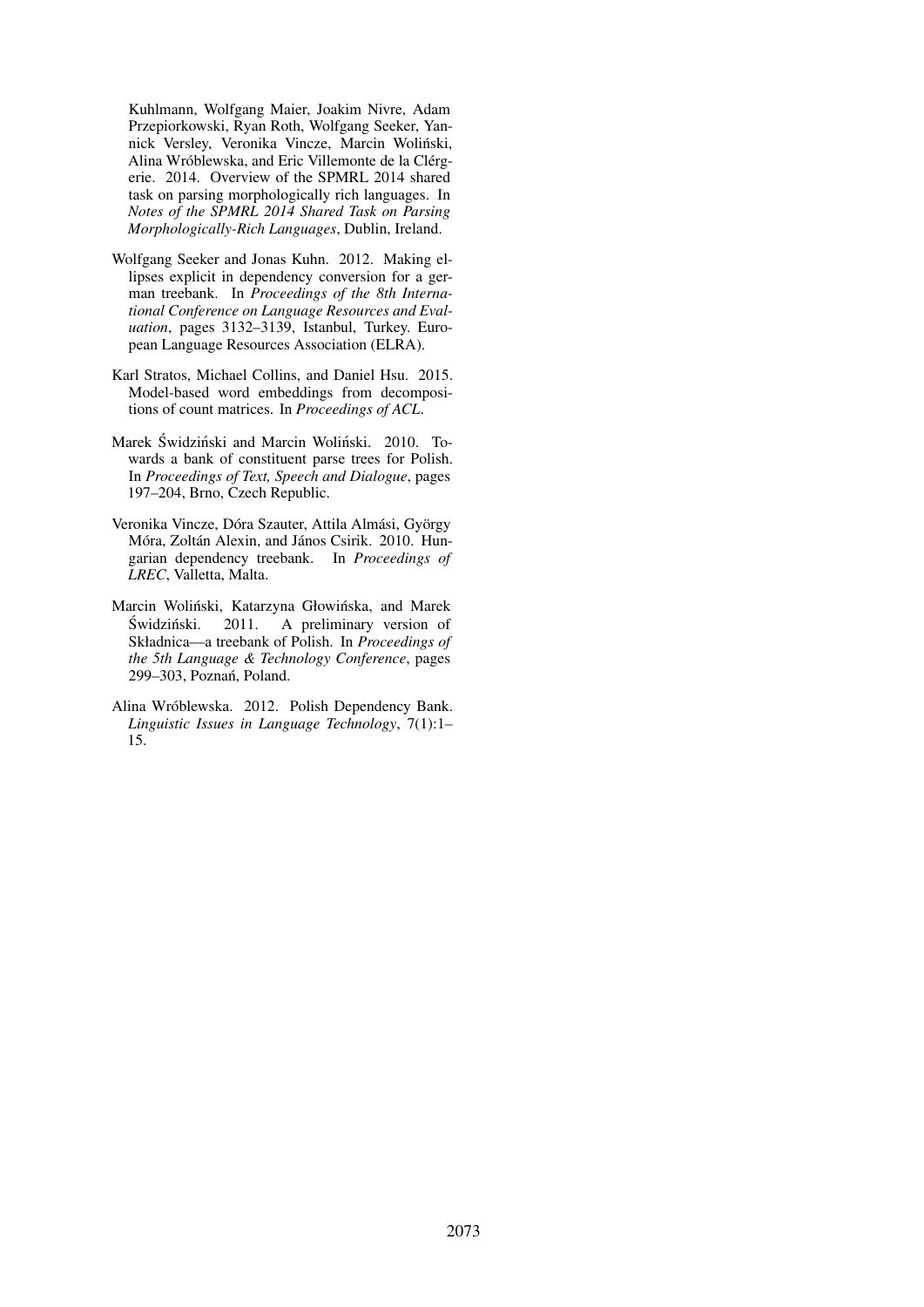Kuhlmann, Wolfgang Maier, Joakim Nivre, Adam Przepiorkowski, Ryan Roth, Wolfgang Seeker, Yannick Versley, Veronika Vincze, Marcin Woliński, Alina Wróblewska, and Eric Villemonte de la Clérgerie. 2014. Overview of the SPMRL 2014 shared task on parsing morphologically rich languages. In *Notes of the SPMRL 2014 Shared Task on Parsing Morphologically-Rich Languages*, Dublin, Ireland.

Wolfgang Seeker and Jonas Kuhn. 2012. Making ellipses explicit in dependency conversion for a german treebank. In *Proceedings of the 8th International Conference on Language Resources and Evaluation*, pages 3132–3139, Istanbul, Turkey. European Language Resources Association (ELRA).

Karl Stratos, Michael Collins, and Daniel Hsu. 2015. Model-based word embeddings from decompositions of count matrices. In *Proceedings of ACL*.

Marek Świdziński and Marcin Woliński. 2010. Towards a bank of constituent parse trees for Polish. In *Proceedings of Text, Speech and Dialogue*, pages 197–204, Brno, Czech Republic.

Veronika Vincze, Dóra Szauter, Attila Almási, György Móra, Zoltán Alexin, and János Csirik. 2010. Hungarian dependency treebank. In *Proceedings of LREC*, Valletta, Malta.

Marcin Woliński, Katarzyna Głowińska, and Marek Świdziński. 2011. A preliminary version of Składnica—a treebank of Polish. In *Proceedings of the 5th Language & Technology Conference*, pages 299–303, Poznań, Poland.

Alina Wróblewska. 2012. Polish Dependency Bank. *Linguistic Issues in Language Technology*, 7(1):1–15.